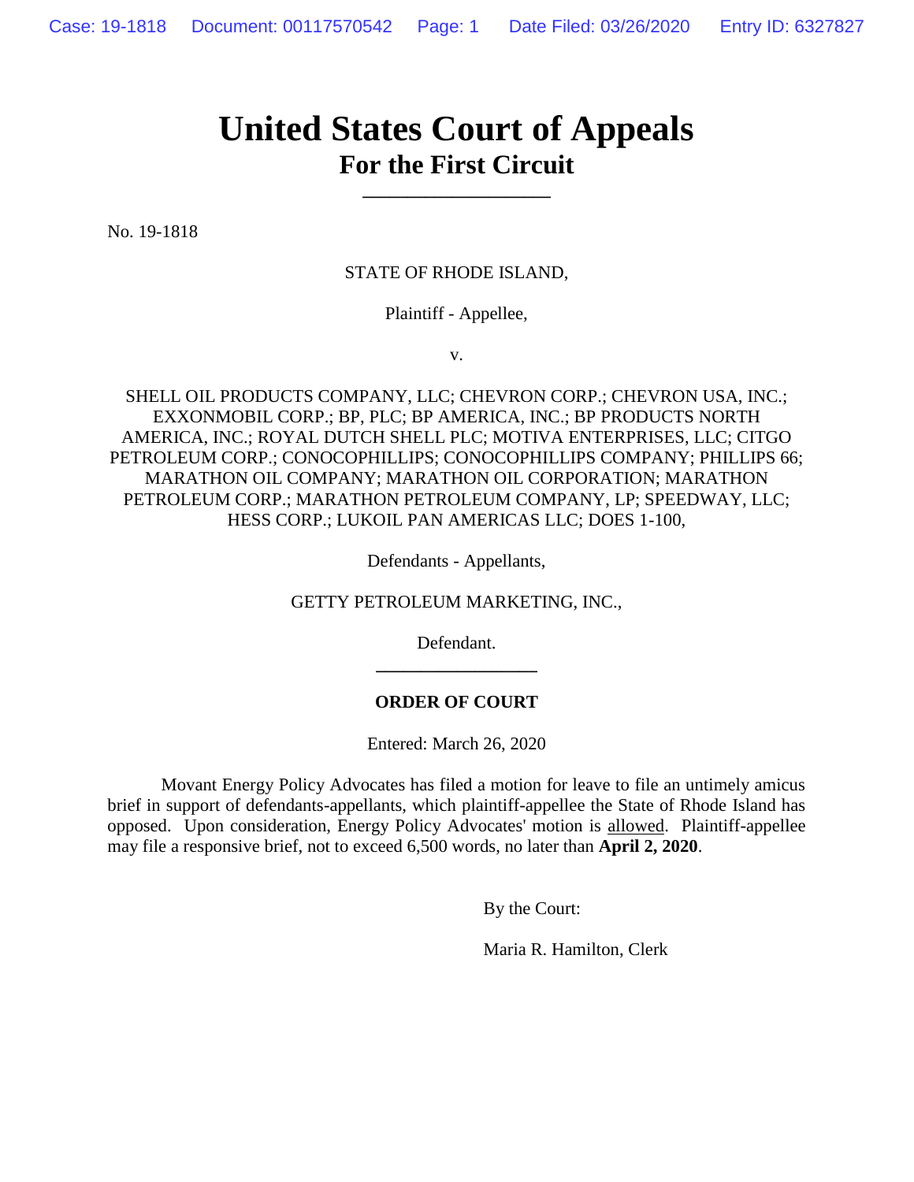# United States Court of Appeals
## For the First Circuit

---

No. 19-1818

STATE OF RHODE ISLAND,

Plaintiff - Appellee,

v.

SHELL OIL PRODUCTS COMPANY, LLC; CHEVRON CORP.; CHEVRON USA, INC.; EXXONMOBIL CORP.; BP, PLC; BP AMERICA, INC.; BP PRODUCTS NORTH AMERICA, INC.; ROYAL DUTCH SHELL PLC; MOTIVA ENTERPRISES, LLC; CITGO PETROLEUM CORP.; CONOCOPHILLIPS; CONOCOPHILLIPS COMPANY; PHILLIPS 66; MARATHON OIL COMPANY; MARATHON OIL CORPORATION; MARATHON PETROLEUM CORP.; MARATHON PETROLEUM COMPANY, LP; SPEEDWAY, LLC; HESS CORP.; LUKOIL PAN AMERICAS LLC; DOES 1-100,

Defendants - Appellants,

GETTY PETROLEUM MARKETING, INC.,

Defendant.

---

**ORDER OF COURT**

Entered: March 26, 2020

Movant Energy Policy Advocates has filed a motion for leave to file an untimely amicus brief in support of defendants-appellants, which plaintiff-appellee the State of Rhode Island has opposed. Upon consideration, Energy Policy Advocates' motion is allowed. Plaintiff-appellee may file a responsive brief, not to exceed 6,500 words, no later than **April 2, 2020**.

By the Court:

Maria R. Hamilton, Clerk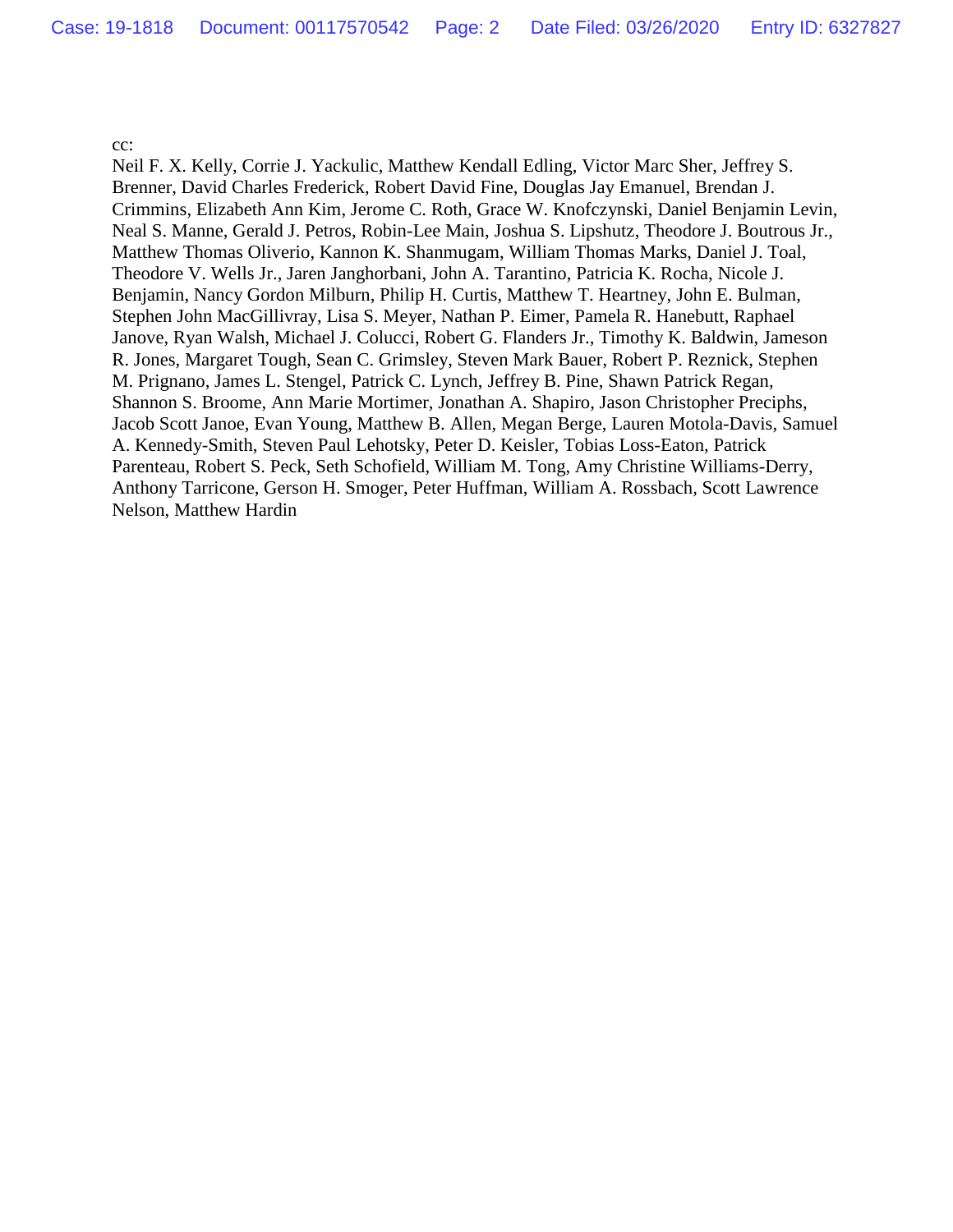cc:

Neil F. X. Kelly, Corrie J. Yackulic, Matthew Kendall Edling, Victor Marc Sher, Jeffrey S. Brenner, David Charles Frederick, Robert David Fine, Douglas Jay Emanuel, Brendan J. Crimmins, Elizabeth Ann Kim, Jerome C. Roth, Grace W. Knofczynski, Daniel Benjamin Levin, Neal S. Manne, Gerald J. Petros, Robin-Lee Main, Joshua S. Lipshutz, Theodore J. Boutrous Jr., Matthew Thomas Oliverio, Kannon K. Shanmugam, William Thomas Marks, Daniel J. Toal, Theodore V. Wells Jr., Jaren Janghorbani, John A. Tarantino, Patricia K. Rocha, Nicole J. Benjamin, Nancy Gordon Milburn, Philip H. Curtis, Matthew T. Heartney, John E. Bulman, Stephen John MacGillivray, Lisa S. Meyer, Nathan P. Eimer, Pamela R. Hanebutt, Raphael Janove, Ryan Walsh, Michael J. Colucci, Robert G. Flanders Jr., Timothy K. Baldwin, Jameson R. Jones, Margaret Tough, Sean C. Grimsley, Steven Mark Bauer, Robert P. Reznick, Stephen M. Prignano, James L. Stengel, Patrick C. Lynch, Jeffrey B. Pine, Shawn Patrick Regan, Shannon S. Broome, Ann Marie Mortimer, Jonathan A. Shapiro, Jason Christopher Preciphs, Jacob Scott Janoe, Evan Young, Matthew B. Allen, Megan Berge, Lauren Motola-Davis, Samuel A. Kennedy-Smith, Steven Paul Lehotsky, Peter D. Keisler, Tobias Loss-Eaton, Patrick Parenteau, Robert S. Peck, Seth Schofield, William M. Tong, Amy Christine Williams-Derry, Anthony Tarricone, Gerson H. Smoger, Peter Huffman, William A. Rossbach, Scott Lawrence Nelson, Matthew Hardin